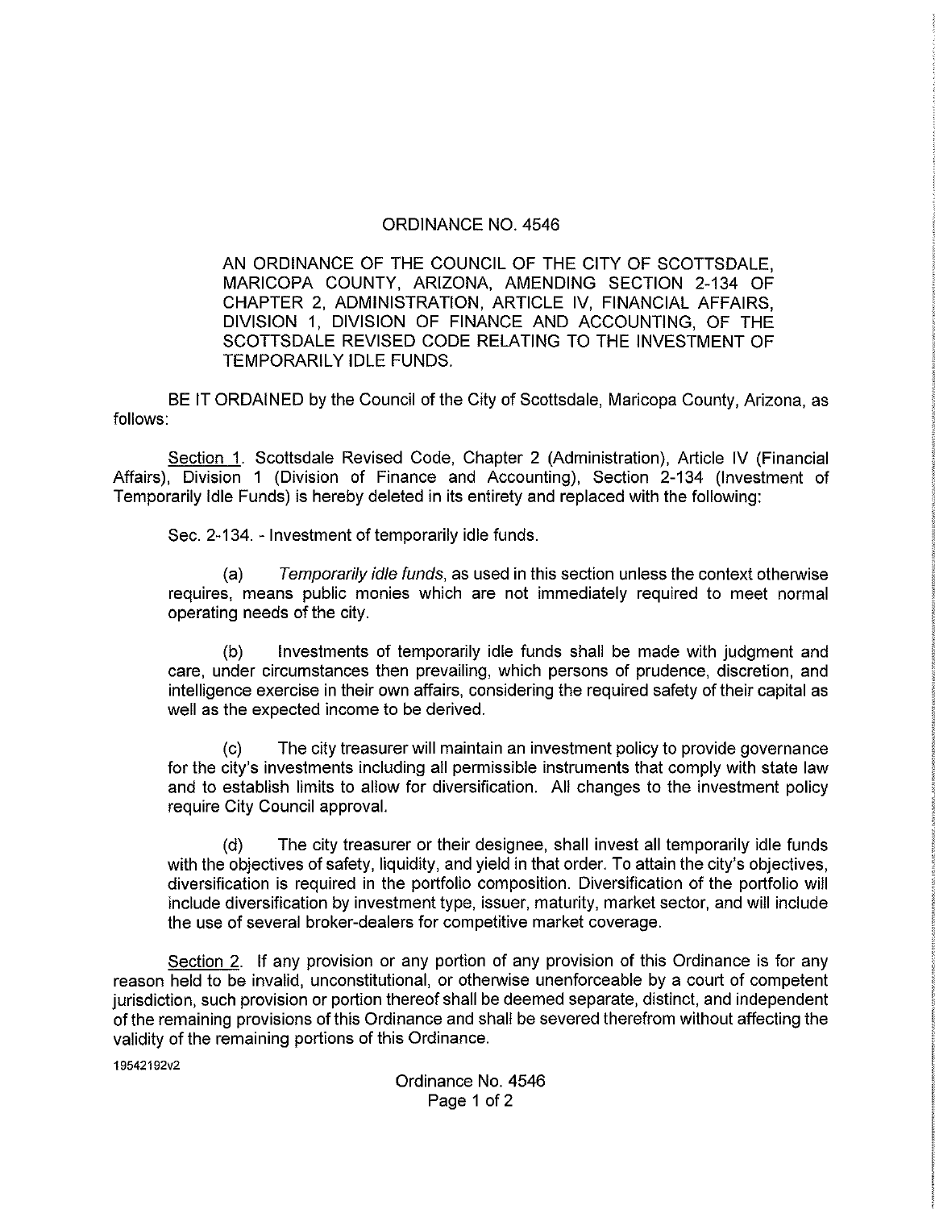# ORDINANCE NO. 4546

AN ORDINANCE OF THE COUNCIL OF THE CITY OF SCOTTSDALE, MARICOPA COUNTY, ARIZONA, AMENDING SECTION 2-134 OF CHAPTER 2, ADMINISTRATION, ARTICLE IV, FINANCIAL AFFAIRS, DIVISION 1, DIVISION OF FINANCE AND ACCOUNTING, OF THE SCOTTSDALE REVISED CODE RELATING TO THE INVESTMENT OF TEMPORARILY IDLE FUNDS.

BE IT ORDAINED by the Council of the City of Scottsdale, Maricopa County, Arizona, as follows:

Section 1. Scottsdale Revised Code, Chapter 2 (Administration), Article IV (Financial Affairs), Division 1 (Division of Finance and Accounting), Section 2-134 (Investment of Temporarily Idle Funds) is hereby deleted in its entirety and replaced with the following:

Sec. 2-134. - Investment of temporarily idle funds.

(a) *Temporarily idle funds*, as used in this section unless the context otherwise requires, means public monies which are not immediately required to meet normal operating needs of the city.

(b) Investments of temporarily idle funds shall be made with judgment and care, under circumstances then prevailing, which persons of prudence, discretion, and intelligence exercise in their own affairs, considering the required safety of their capital as well as the expected income to be derived.

(c) The city treasurer will maintain an investment policy to provide governance for the city's investments including all permissible instruments that comply with state law and to establish limits to allow for diversification. All changes to the investment policy require City Council approval.

(d) The city treasurer or their designee, shall invest all temporarily idle funds with the objectives of safety, liquidity, and yield in that order. To attain the city's objectives, diversification is required in the portfolio composition. Diversification of the portfolio will include diversification by investment type, issuer, maturity, market sector, and will include the use of several broker-dealers for competitive market coverage.

Section 2. If any provision or any portion of any provision of this Ordinance is for any reason held to be invalid, unconstitutional, or otherwise unenforceable by a court of competent jurisdiction, such provision or portion thereof shall be deemed separate, distinct, and independent of the remaining provisions of this Ordinance and shall be severed therefrom without affecting the validity of the remaining portions of this Ordinance.

19542192v2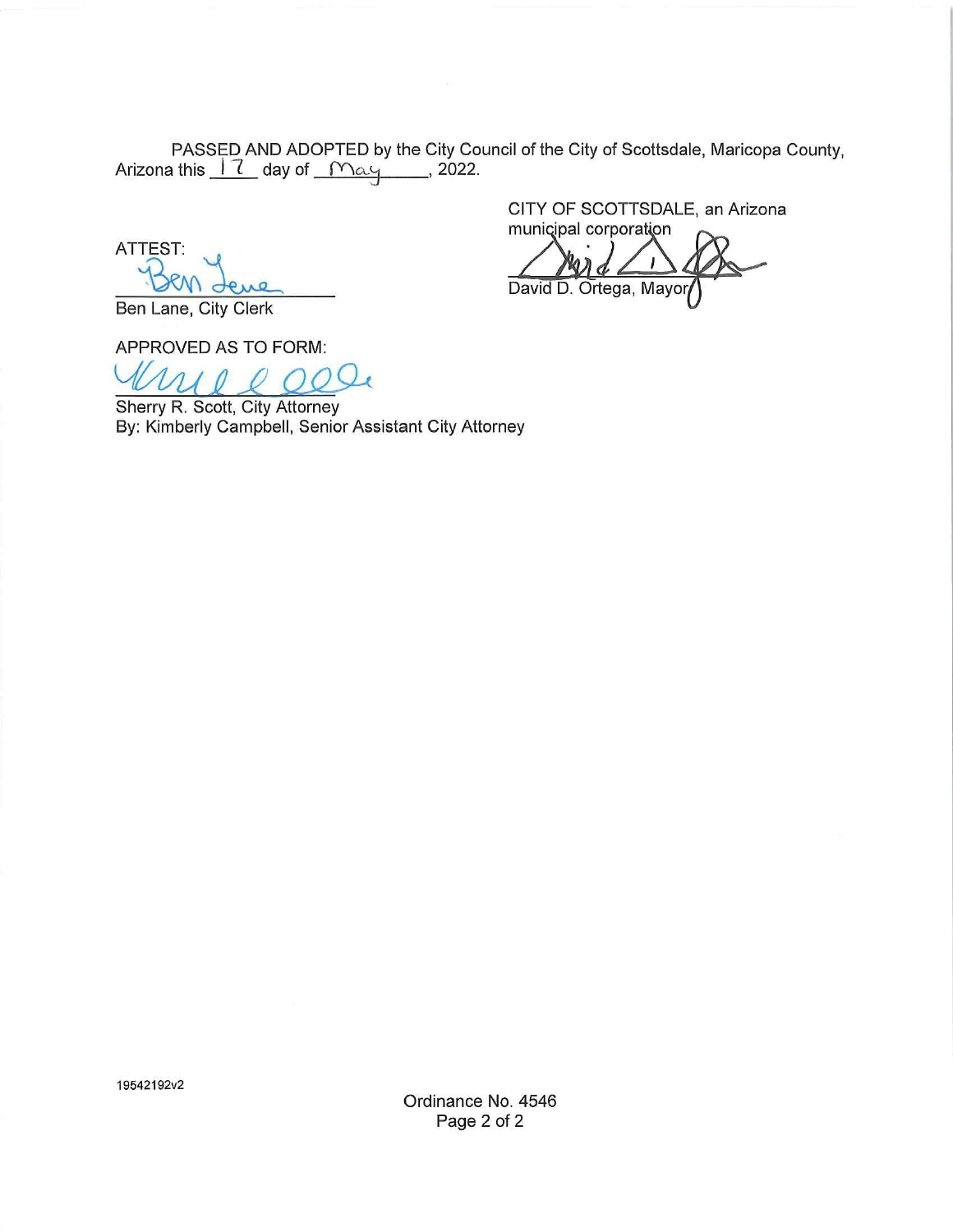PASSED AND ADOPTED by the City Council of the City of Scottsdale, Maricopa County, Arizona this 17 day of May, 2022.

CITY OF SCOTTSDALE, an Arizona municipal corporation

David D. Ortega, Mayor

ATTEST:

Ben Lane, City Clerk

APPROVED AS TO FORM:

Sherry R. Scott, City Attorney
By: Kimberly Campbell, Senior Assistant City Attorney

19542192v2

Ordinance No. 4546